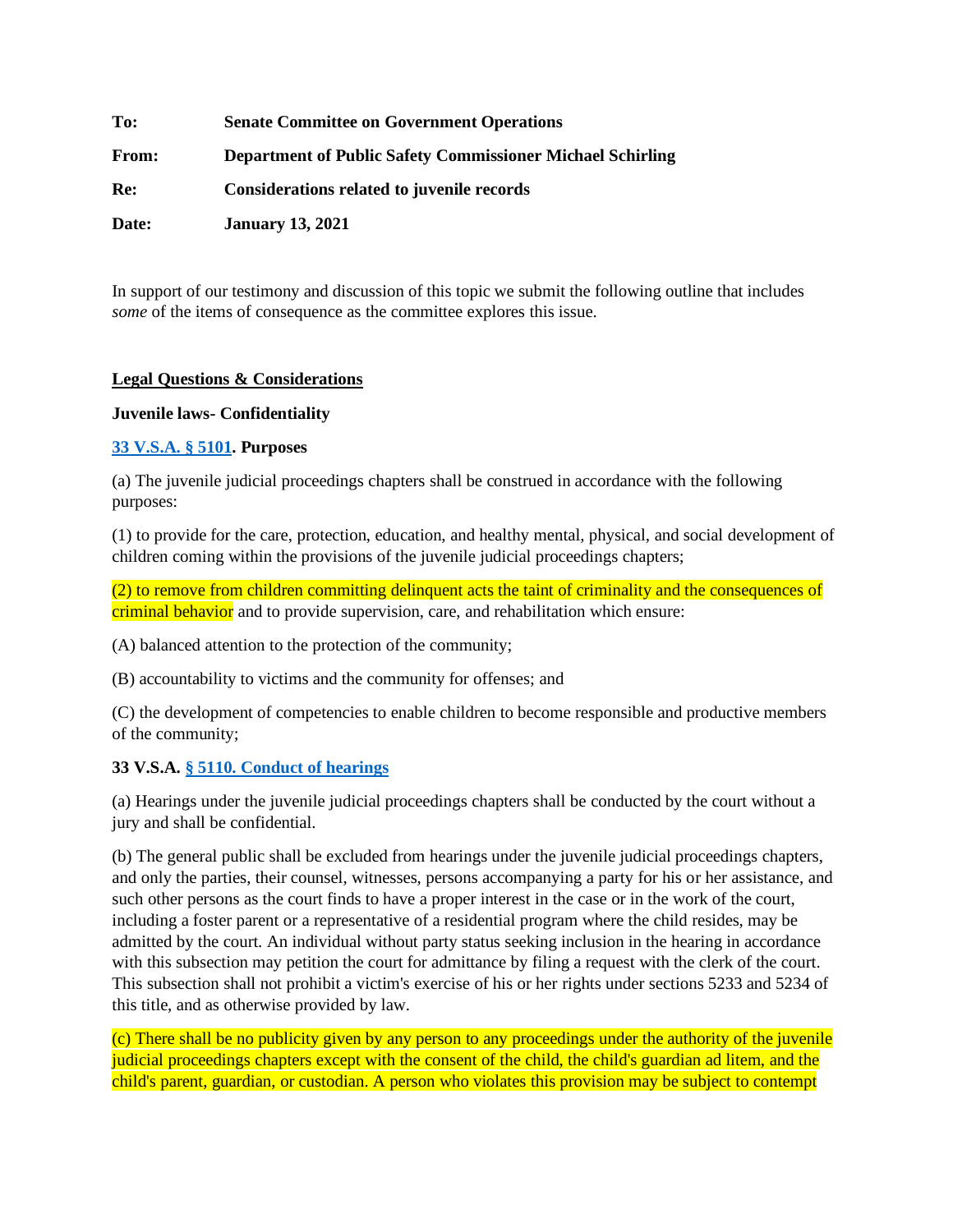**To:** **Senate Committee on Government Operations**

**From:** **Department of Public Safety Commissioner Michael Schirling**

**Re:** **Considerations related to juvenile records**

**Date:** **January 13, 2021**

In support of our testimony and discussion of this topic we submit the following outline that includes *some* of the items of consequence as the committee explores this issue.

**Legal Questions & Considerations**

**Juvenile laws- Confidentiality**

**33 V.S.A. § 5101. Purposes**

(a) The juvenile judicial proceedings chapters shall be construed in accordance with the following purposes:

(1) to provide for the care, protection, education, and healthy mental, physical, and social development of children coming within the provisions of the juvenile judicial proceedings chapters;

(2) to remove from children committing delinquent acts the taint of criminality and the consequences of criminal behavior and to provide supervision, care, and rehabilitation which ensure:

(A) balanced attention to the protection of the community;

(B) accountability to victims and the community for offenses; and

(C) the development of competencies to enable children to become responsible and productive members of the community;

**33 V.S.A. § 5110. Conduct of hearings**

(a) Hearings under the juvenile judicial proceedings chapters shall be conducted by the court without a jury and shall be confidential.

(b) The general public shall be excluded from hearings under the juvenile judicial proceedings chapters, and only the parties, their counsel, witnesses, persons accompanying a party for his or her assistance, and such other persons as the court finds to have a proper interest in the case or in the work of the court, including a foster parent or a representative of a residential program where the child resides, may be admitted by the court. An individual without party status seeking inclusion in the hearing in accordance with this subsection may petition the court for admittance by filing a request with the clerk of the court. This subsection shall not prohibit a victim's exercise of his or her rights under sections 5233 and 5234 of this title, and as otherwise provided by law.

(c) There shall be no publicity given by any person to any proceedings under the authority of the juvenile judicial proceedings chapters except with the consent of the child, the child's guardian ad litem, and the child's parent, guardian, or custodian. A person who violates this provision may be subject to contempt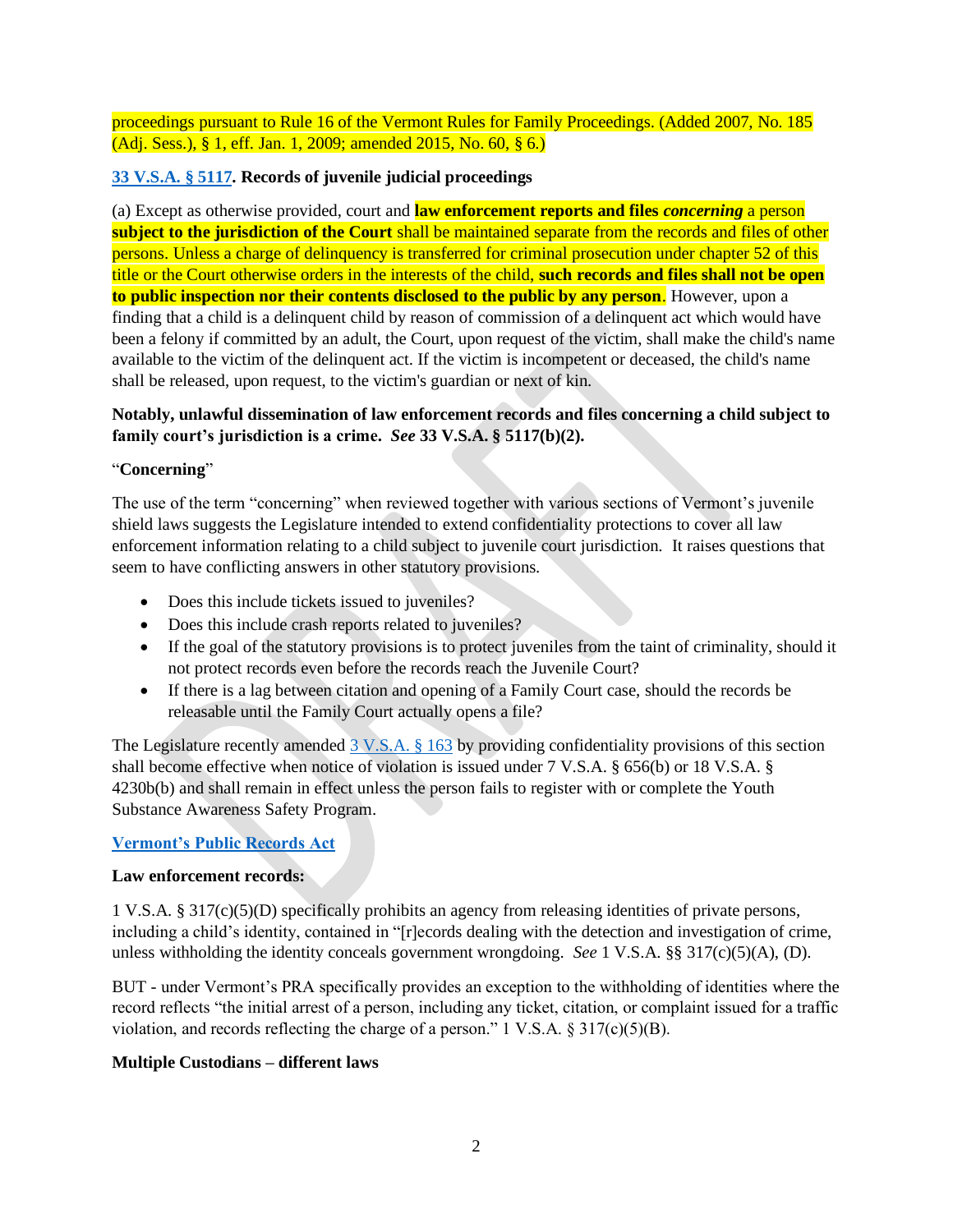proceedings pursuant to Rule 16 of the Vermont Rules for Family Proceedings. (Added 2007, No. 185 (Adj. Sess.), § 1, eff. Jan. 1, 2009; amended 2015, No. 60, § 6.)

**33 V.S.A. § 5117. Records of juvenile judicial proceedings**

(a) Except as otherwise provided, court and **law enforcement reports and files *concerning*** a person **subject to the jurisdiction of the Court** shall be maintained separate from the records and files of other persons. Unless a charge of delinquency is transferred for criminal prosecution under chapter 52 of this title or the Court otherwise orders in the interests of the child, **such records and files shall not be open to public inspection nor their contents disclosed to the public by any person**. However, upon a finding that a child is a delinquent child by reason of commission of a delinquent act which would have been a felony if committed by an adult, the Court, upon request of the victim, shall make the child's name available to the victim of the delinquent act. If the victim is incompetent or deceased, the child's name shall be released, upon request, to the victim's guardian or next of kin.

**Notably, unlawful dissemination of law enforcement records and files concerning a child subject to family court's jurisdiction is a crime. *See* 33 V.S.A. § 5117(b)(2).**

"**Concerning**"

The use of the term "concerning" when reviewed together with various sections of Vermont's juvenile shield laws suggests the Legislature intended to extend confidentiality protections to cover all law enforcement information relating to a child subject to juvenile court jurisdiction. It raises questions that seem to have conflicting answers in other statutory provisions.

- Does this include tickets issued to juveniles?
- Does this include crash reports related to juveniles?
- If the goal of the statutory provisions is to protect juveniles from the taint of criminality, should it not protect records even before the records reach the Juvenile Court?
- If there is a lag between citation and opening of a Family Court case, should the records be releasable until the Family Court actually opens a file?

The Legislature recently amended 3 V.S.A. § 163 by providing confidentiality provisions of this section shall become effective when notice of violation is issued under 7 V.S.A. § 656(b) or 18 V.S.A. § 4230b(b) and shall remain in effect unless the person fails to register with or complete the Youth Substance Awareness Safety Program.

**Vermont's Public Records Act**

**Law enforcement records:**

1 V.S.A. § 317(c)(5)(D) specifically prohibits an agency from releasing identities of private persons, including a child's identity, contained in "[r]ecords dealing with the detection and investigation of crime, unless withholding the identity conceals government wrongdoing. *See* 1 V.S.A. §§ 317(c)(5)(A), (D).

BUT - under Vermont's PRA specifically provides an exception to the withholding of identities where the record reflects "the initial arrest of a person, including any ticket, citation, or complaint issued for a traffic violation, and records reflecting the charge of a person." 1 V.S.A. § 317(c)(5)(B).

**Multiple Custodians – different laws**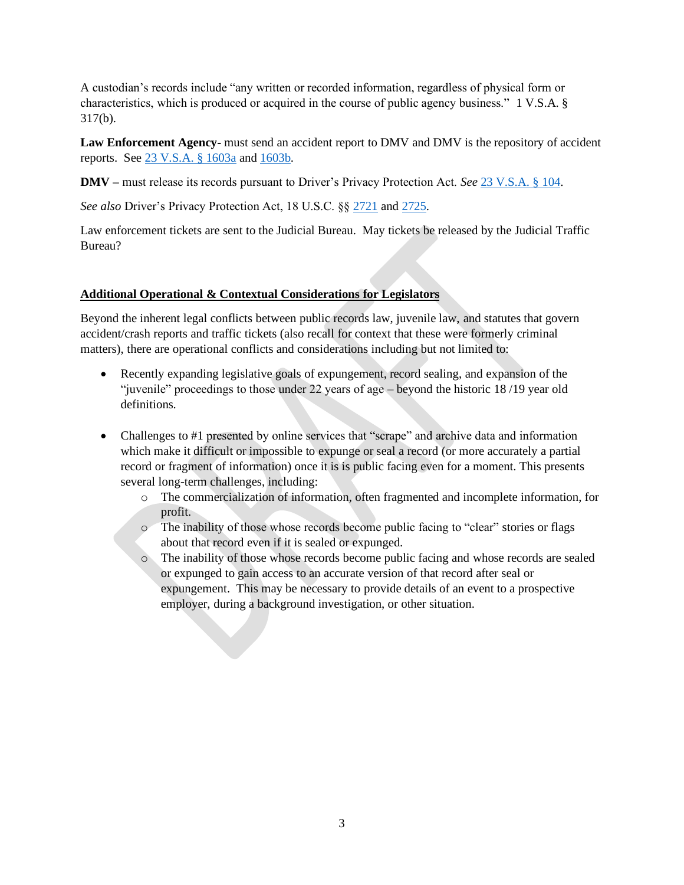A custodian's records include "any written or recorded information, regardless of physical form or characteristics, which is produced or acquired in the course of public agency business." 1 V.S.A. § 317(b).

**Law Enforcement Agency-** must send an accident report to DMV and DMV is the repository of accident reports. See 23 V.S.A. § 1603a and 1603b.

**DMV –** must release its records pursuant to Driver's Privacy Protection Act. *See* 23 V.S.A. § 104.

*See also* Driver's Privacy Protection Act, 18 U.S.C. §§ 2721 and 2725.

Law enforcement tickets are sent to the Judicial Bureau. May tickets be released by the Judicial Traffic Bureau?

## Additional Operational & Contextual Considerations for Legislators

Beyond the inherent legal conflicts between public records law, juvenile law, and statutes that govern accident/crash reports and traffic tickets (also recall for context that these were formerly criminal matters), there are operational conflicts and considerations including but not limited to:

- Recently expanding legislative goals of expungement, record sealing, and expansion of the "juvenile" proceedings to those under 22 years of age – beyond the historic 18 /19 year old definitions.

- Challenges to #1 presented by online services that "scrape" and archive data and information which make it difficult or impossible to expunge or seal a record (or more accurately a partial record or fragment of information) once it is is public facing even for a moment. This presents several long-term challenges, including:
  - The commercialization of information, often fragmented and incomplete information, for profit.
  - The inability of those whose records become public facing to "clear" stories or flags about that record even if it is sealed or expunged.
  - The inability of those whose records become public facing and whose records are sealed or expunged to gain access to an accurate version of that record after seal or expungement. This may be necessary to provide details of an event to a prospective employer, during a background investigation, or other situation.